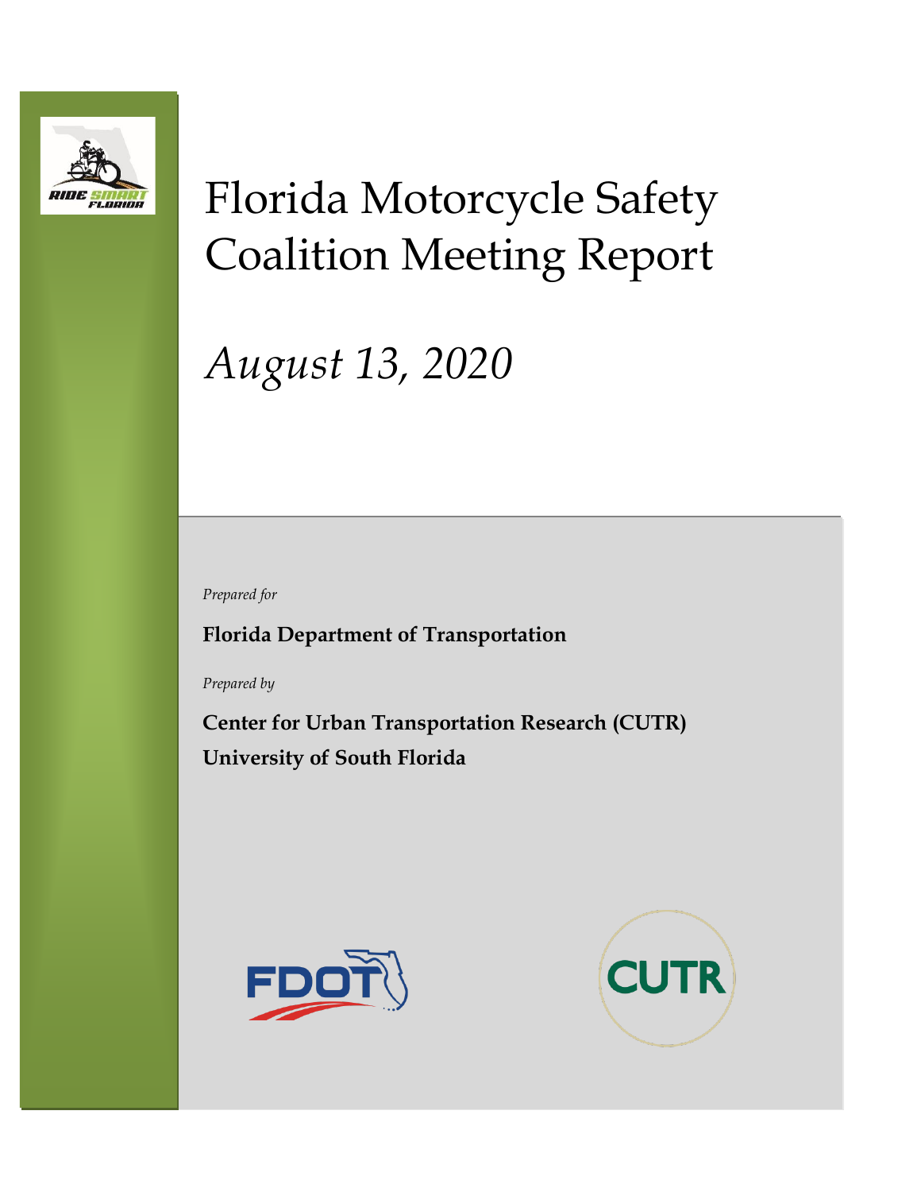# Florida Motorcycle Safety Coalition Meeting Report

*August 13, 2020*

*Prepared for*

**Florida Department of Transportation**

*Prepared by*

**Center for Urban Transportation Research (CUTR)**
**University of South Florida**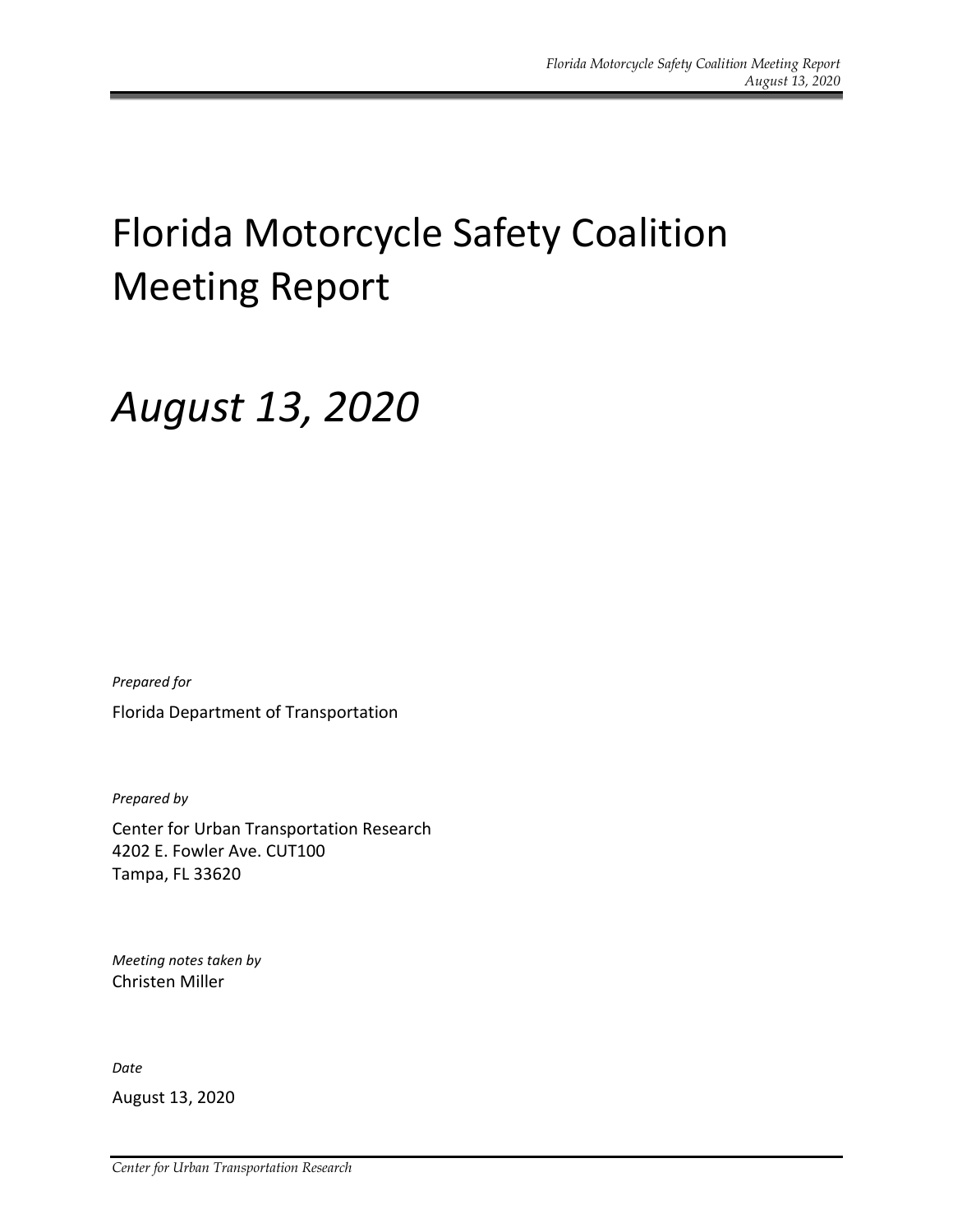# Florida Motorcycle Safety Coalition Meeting Report

# *August 13, 2020*

*Prepared for*

Florida Department of Transportation

*Prepared by*

Center for Urban Transportation Research
4202 E. Fowler Ave. CUT100
Tampa, FL 33620

*Meeting notes taken by*
Christen Miller

*Date*

August 13, 2020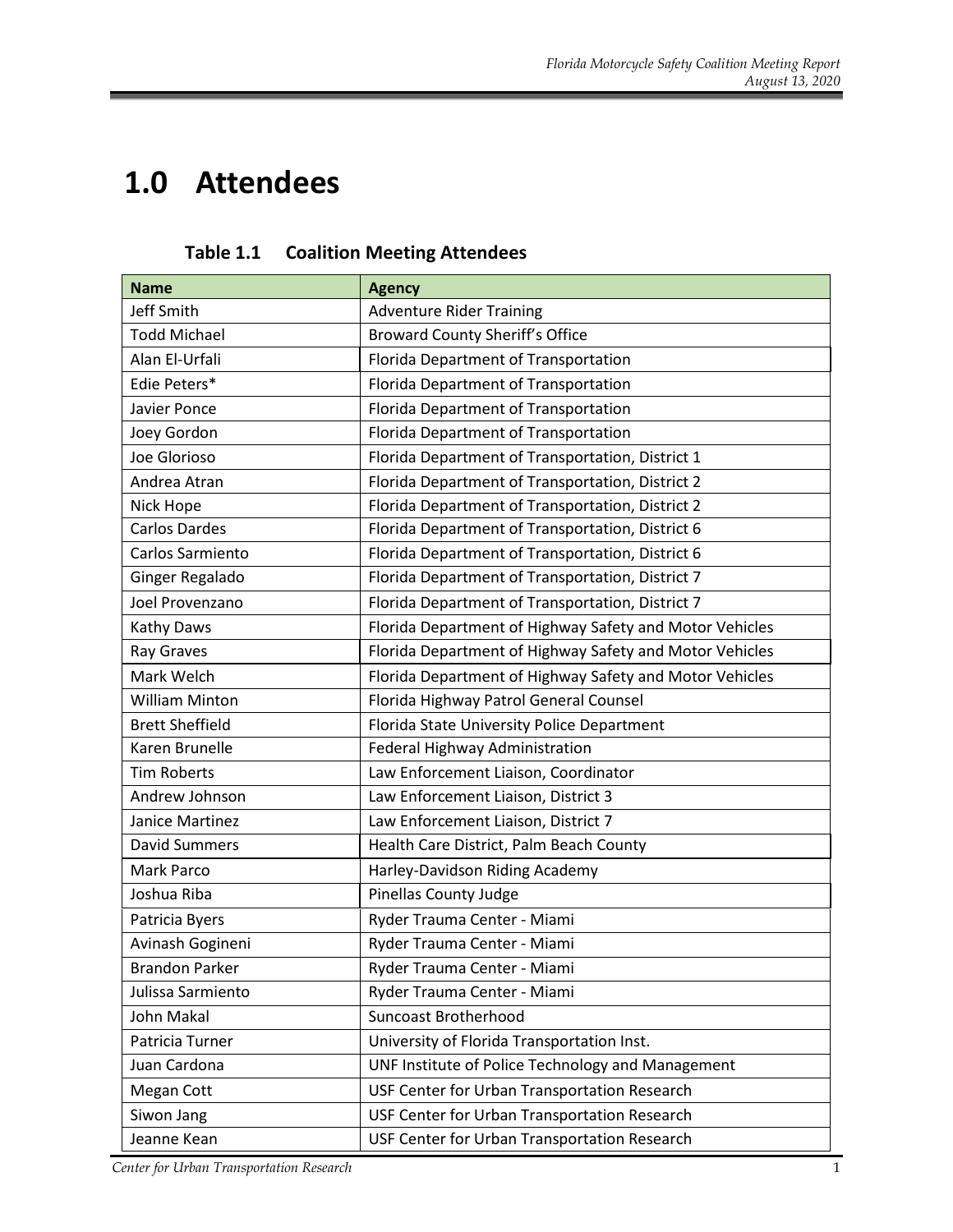# 1.0 Attendees

**Table 1.1 Coalition Meeting Attendees**

| Name | Agency |
| --- | --- |
| Jeff Smith | Adventure Rider Training |
| Todd Michael | Broward County Sheriff's Office |
| Alan El-Urfali | Florida Department of Transportation |
| Edie Peters* | Florida Department of Transportation |
| Javier Ponce | Florida Department of Transportation |
| Joey Gordon | Florida Department of Transportation |
| Joe Glorioso | Florida Department of Transportation, District 1 |
| Andrea Atran | Florida Department of Transportation, District 2 |
| Nick Hope | Florida Department of Transportation, District 2 |
| Carlos Dardes | Florida Department of Transportation, District 6 |
| Carlos Sarmiento | Florida Department of Transportation, District 6 |
| Ginger Regalado | Florida Department of Transportation, District 7 |
| Joel Provenzano | Florida Department of Transportation, District 7 |
| Kathy Daws | Florida Department of Highway Safety and Motor Vehicles |
| Ray Graves | Florida Department of Highway Safety and Motor Vehicles |
| Mark Welch | Florida Department of Highway Safety and Motor Vehicles |
| William Minton | Florida Highway Patrol General Counsel |
| Brett Sheffield | Florida State University Police Department |
| Karen Brunelle | Federal Highway Administration |
| Tim Roberts | Law Enforcement Liaison, Coordinator |
| Andrew Johnson | Law Enforcement Liaison, District 3 |
| Janice Martinez | Law Enforcement Liaison, District 7 |
| David Summers | Health Care District, Palm Beach County |
| Mark Parco | Harley-Davidson Riding Academy |
| Joshua Riba | Pinellas County Judge |
| Patricia Byers | Ryder Trauma Center - Miami |
| Avinash Gogineni | Ryder Trauma Center - Miami |
| Brandon Parker | Ryder Trauma Center - Miami |
| Julissa Sarmiento | Ryder Trauma Center - Miami |
| John Makal | Suncoast Brotherhood |
| Patricia Turner | University of Florida Transportation Inst. |
| Juan Cardona | UNF Institute of Police Technology and Management |
| Megan Cott | USF Center for Urban Transportation Research |
| Siwon Jang | USF Center for Urban Transportation Research |
| Jeanne Kean | USF Center for Urban Transportation Research |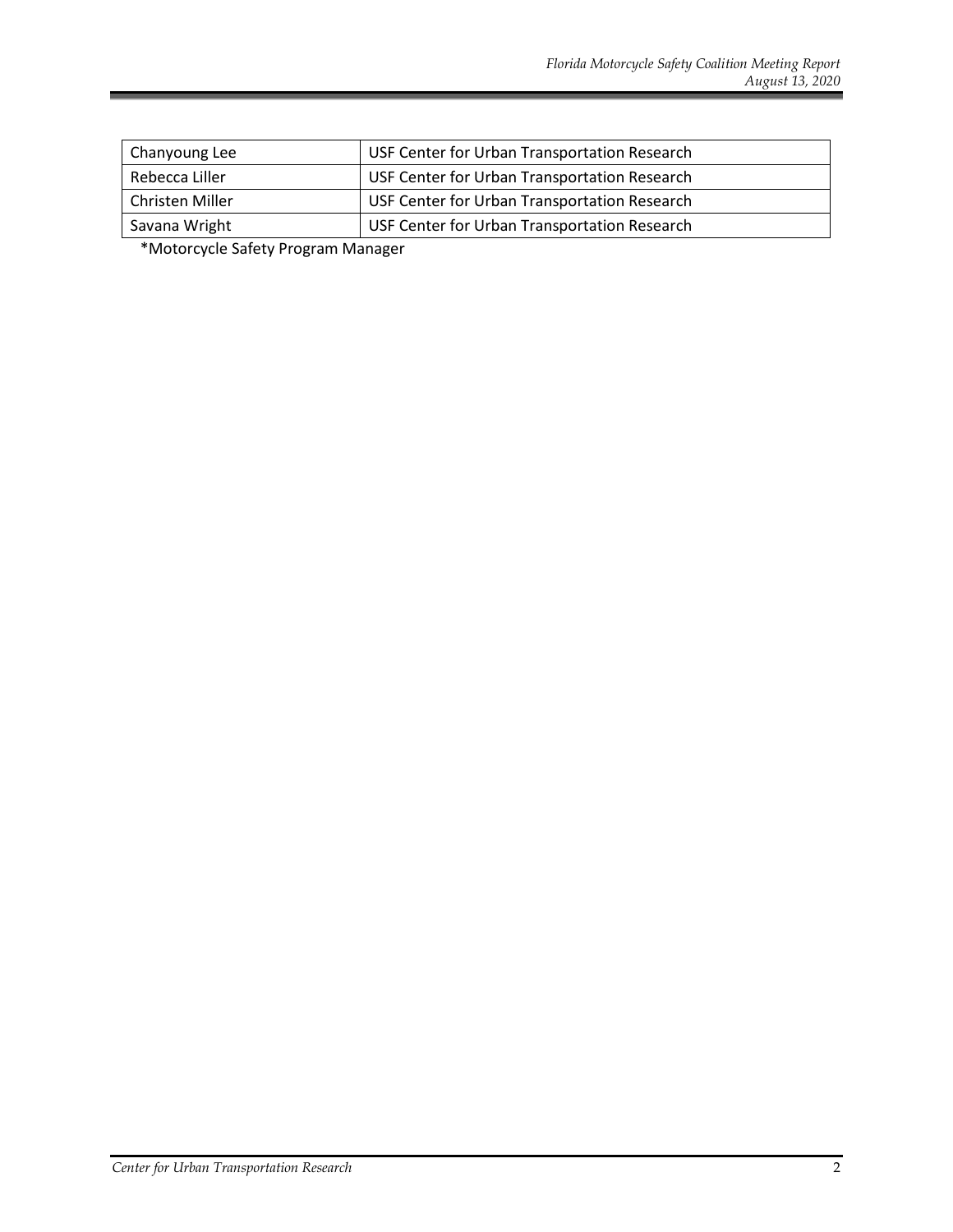| Chanyoung Lee | USF Center for Urban Transportation Research |
|---|---|
| Rebecca Liller | USF Center for Urban Transportation Research |
| Christen Miller | USF Center for Urban Transportation Research |
| Savana Wright | USF Center for Urban Transportation Research |

*Motorcycle Safety Program Manager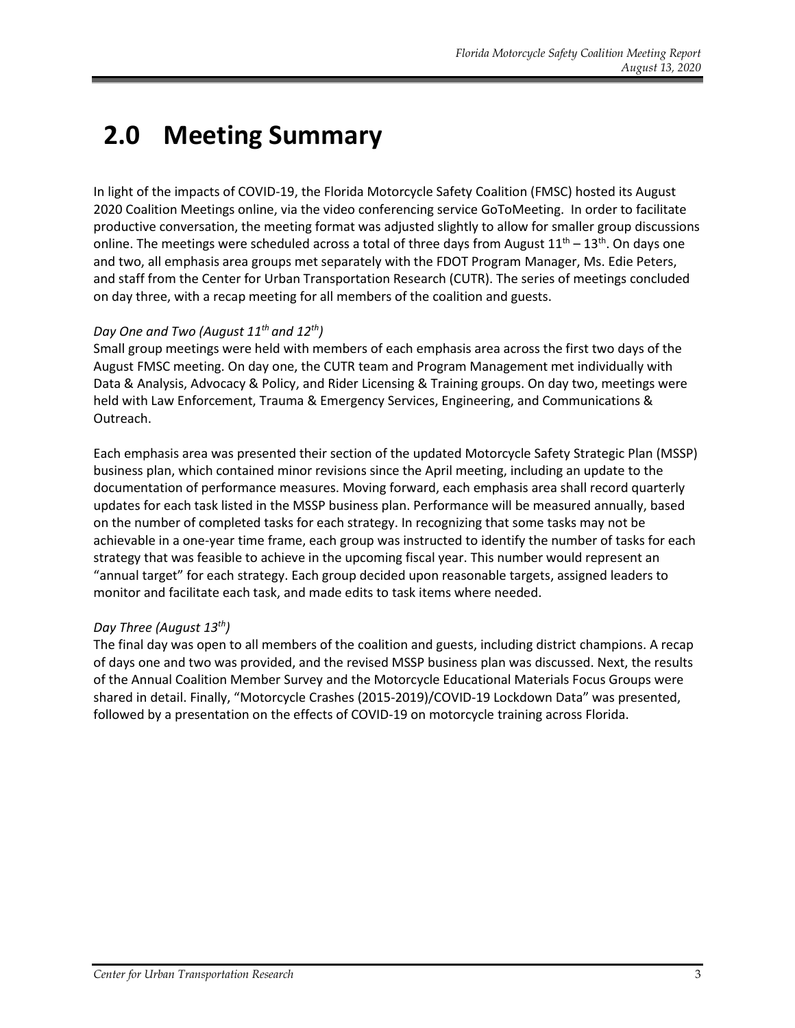# 2.0 Meeting Summary

In light of the impacts of COVID-19, the Florida Motorcycle Safety Coalition (FMSC) hosted its August 2020 Coalition Meetings online, via the video conferencing service GoToMeeting. In order to facilitate productive conversation, the meeting format was adjusted slightly to allow for smaller group discussions online. The meetings were scheduled across a total of three days from August 11th – 13th. On days one and two, all emphasis area groups met separately with the FDOT Program Manager, Ms. Edie Peters, and staff from the Center for Urban Transportation Research (CUTR). The series of meetings concluded on day three, with a recap meeting for all members of the coalition and guests.

*Day One and Two (August 11th and 12th)*
Small group meetings were held with members of each emphasis area across the first two days of the August FMSC meeting. On day one, the CUTR team and Program Management met individually with Data & Analysis, Advocacy & Policy, and Rider Licensing & Training groups. On day two, meetings were held with Law Enforcement, Trauma & Emergency Services, Engineering, and Communications & Outreach.

Each emphasis area was presented their section of the updated Motorcycle Safety Strategic Plan (MSSP) business plan, which contained minor revisions since the April meeting, including an update to the documentation of performance measures. Moving forward, each emphasis area shall record quarterly updates for each task listed in the MSSP business plan. Performance will be measured annually, based on the number of completed tasks for each strategy. In recognizing that some tasks may not be achievable in a one-year time frame, each group was instructed to identify the number of tasks for each strategy that was feasible to achieve in the upcoming fiscal year. This number would represent an "annual target" for each strategy. Each group decided upon reasonable targets, assigned leaders to monitor and facilitate each task, and made edits to task items where needed.

*Day Three (August 13th)*
The final day was open to all members of the coalition and guests, including district champions. A recap of days one and two was provided, and the revised MSSP business plan was discussed. Next, the results of the Annual Coalition Member Survey and the Motorcycle Educational Materials Focus Groups were shared in detail. Finally, "Motorcycle Crashes (2015-2019)/COVID-19 Lockdown Data" was presented, followed by a presentation on the effects of COVID-19 on motorcycle training across Florida.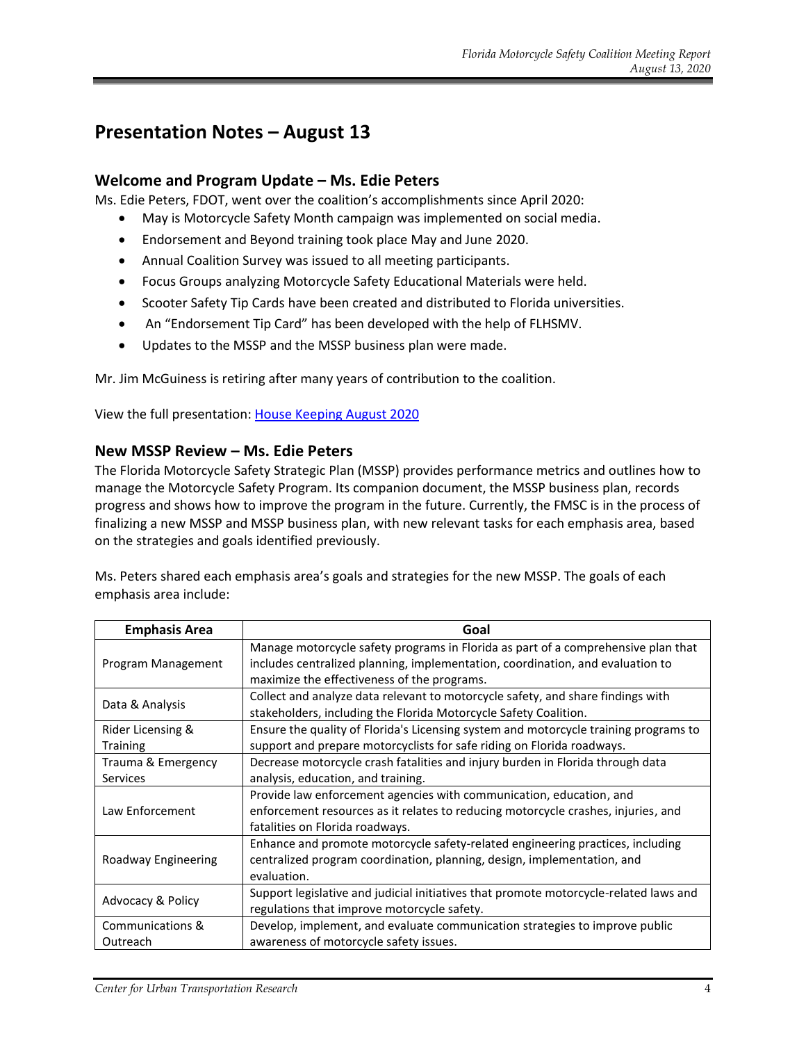# Presentation Notes – August 13

## Welcome and Program Update – Ms. Edie Peters

Ms. Edie Peters, FDOT, went over the coalition's accomplishments since April 2020:

- May is Motorcycle Safety Month campaign was implemented on social media.
- Endorsement and Beyond training took place May and June 2020.
- Annual Coalition Survey was issued to all meeting participants.
- Focus Groups analyzing Motorcycle Safety Educational Materials were held.
- Scooter Safety Tip Cards have been created and distributed to Florida universities.
- An "Endorsement Tip Card" has been developed with the help of FLHSMV.
- Updates to the MSSP and the MSSP business plan were made.

Mr. Jim McGuiness is retiring after many years of contribution to the coalition.

View the full presentation: House Keeping August 2020

## New MSSP Review – Ms. Edie Peters

The Florida Motorcycle Safety Strategic Plan (MSSP) provides performance metrics and outlines how to manage the Motorcycle Safety Program. Its companion document, the MSSP business plan, records progress and shows how to improve the program in the future. Currently, the FMSC is in the process of finalizing a new MSSP and MSSP business plan, with new relevant tasks for each emphasis area, based on the strategies and goals identified previously.

Ms. Peters shared each emphasis area's goals and strategies for the new MSSP. The goals of each emphasis area include:

| Emphasis Area | Goal |
|---|---|
| Program Management | Manage motorcycle safety programs in Florida as part of a comprehensive plan that includes centralized planning, implementation, coordination, and evaluation to maximize the effectiveness of the programs. |
| Data & Analysis | Collect and analyze data relevant to motorcycle safety, and share findings with stakeholders, including the Florida Motorcycle Safety Coalition. |
| Rider Licensing & Training | Ensure the quality of Florida's Licensing system and motorcycle training programs to support and prepare motorcyclists for safe riding on Florida roadways. |
| Trauma & Emergency Services | Decrease motorcycle crash fatalities and injury burden in Florida through data analysis, education, and training. |
| Law Enforcement | Provide law enforcement agencies with communication, education, and enforcement resources as it relates to reducing motorcycle crashes, injuries, and fatalities on Florida roadways. |
| Roadway Engineering | Enhance and promote motorcycle safety-related engineering practices, including centralized program coordination, planning, design, implementation, and evaluation. |
| Advocacy & Policy | Support legislative and judicial initiatives that promote motorcycle-related laws and regulations that improve motorcycle safety. |
| Communications & Outreach | Develop, implement, and evaluate communication strategies to improve public awareness of motorcycle safety issues. |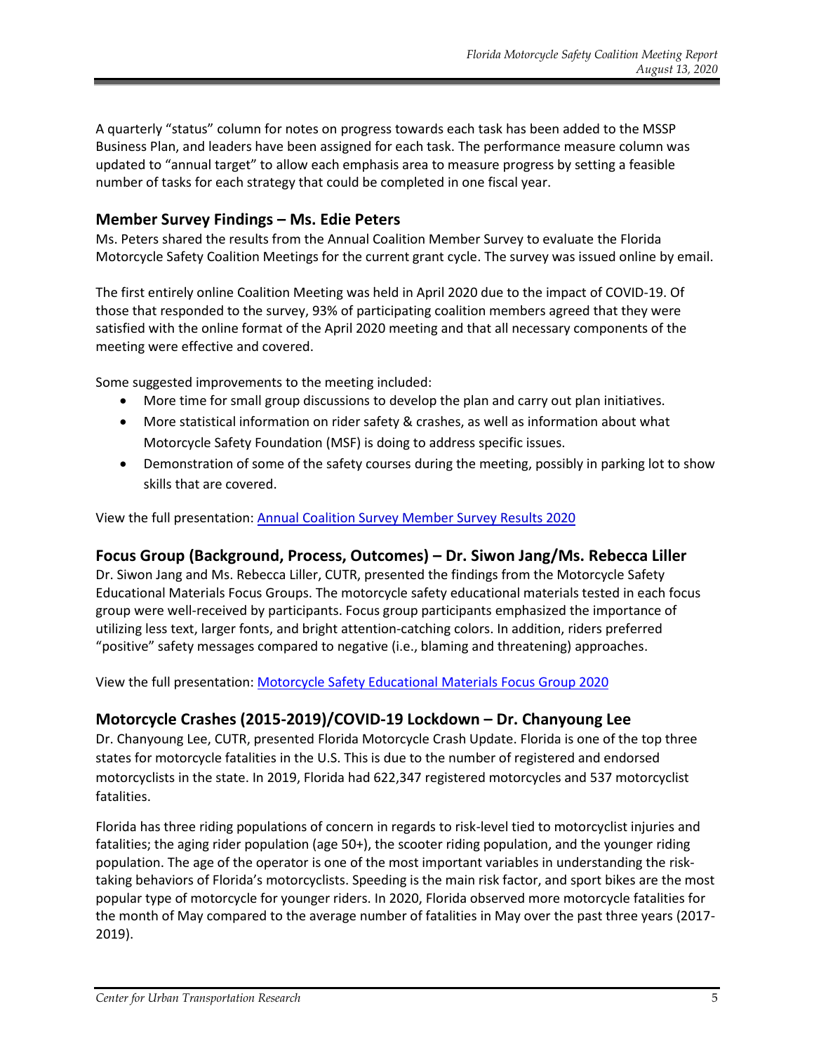A quarterly "status" column for notes on progress towards each task has been added to the MSSP Business Plan, and leaders have been assigned for each task. The performance measure column was updated to "annual target" to allow each emphasis area to measure progress by setting a feasible number of tasks for each strategy that could be completed in one fiscal year.

## Member Survey Findings – Ms. Edie Peters

Ms. Peters shared the results from the Annual Coalition Member Survey to evaluate the Florida Motorcycle Safety Coalition Meetings for the current grant cycle. The survey was issued online by email.

The first entirely online Coalition Meeting was held in April 2020 due to the impact of COVID-19. Of those that responded to the survey, 93% of participating coalition members agreed that they were satisfied with the online format of the April 2020 meeting and that all necessary components of the meeting were effective and covered.

Some suggested improvements to the meeting included:

- More time for small group discussions to develop the plan and carry out plan initiatives.
- More statistical information on rider safety & crashes, as well as information about what Motorcycle Safety Foundation (MSF) is doing to address specific issues.
- Demonstration of some of the safety courses during the meeting, possibly in parking lot to show skills that are covered.

View the full presentation: [Annual Coalition Survey Member Survey Results 2020]

## Focus Group (Background, Process, Outcomes) – Dr. Siwon Jang/Ms. Rebecca Liller

Dr. Siwon Jang and Ms. Rebecca Liller, CUTR, presented the findings from the Motorcycle Safety Educational Materials Focus Groups. The motorcycle safety educational materials tested in each focus group were well-received by participants. Focus group participants emphasized the importance of utilizing less text, larger fonts, and bright attention-catching colors. In addition, riders preferred "positive" safety messages compared to negative (i.e., blaming and threatening) approaches.

View the full presentation: [Motorcycle Safety Educational Materials Focus Group 2020]

## Motorcycle Crashes (2015-2019)/COVID-19 Lockdown – Dr. Chanyoung Lee

Dr. Chanyoung Lee, CUTR, presented Florida Motorcycle Crash Update. Florida is one of the top three states for motorcycle fatalities in the U.S. This is due to the number of registered and endorsed motorcyclists in the state. In 2019, Florida had 622,347 registered motorcycles and 537 motorcyclist fatalities.

Florida has three riding populations of concern in regards to risk-level tied to motorcyclist injuries and fatalities; the aging rider population (age 50+), the scooter riding population, and the younger riding population. The age of the operator is one of the most important variables in understanding the risk-taking behaviors of Florida's motorcyclists. Speeding is the main risk factor, and sport bikes are the most popular type of motorcycle for younger riders. In 2020, Florida observed more motorcycle fatalities for the month of May compared to the average number of fatalities in May over the past three years (2017-2019).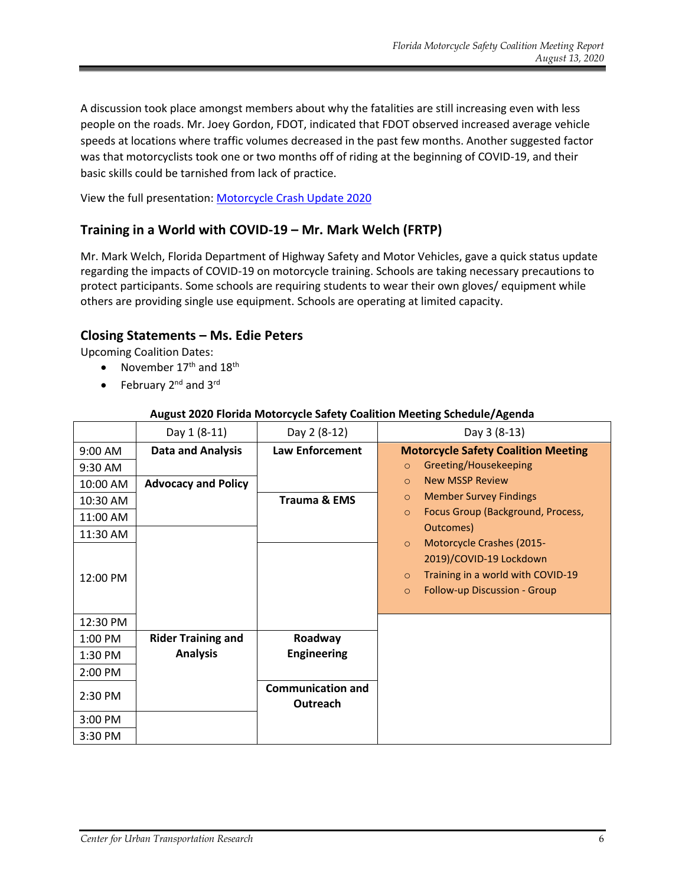A discussion took place amongst members about why the fatalities are still increasing even with less people on the roads. Mr. Joey Gordon, FDOT, indicated that FDOT observed increased average vehicle speeds at locations where traffic volumes decreased in the past few months. Another suggested factor was that motorcyclists took one or two months off of riding at the beginning of COVID-19, and their basic skills could be tarnished from lack of practice.

View the full presentation: Motorcycle Crash Update 2020

## Training in a World with COVID-19 – Mr. Mark Welch (FRTP)

Mr. Mark Welch, Florida Department of Highway Safety and Motor Vehicles, gave a quick status update regarding the impacts of COVID-19 on motorcycle training. Schools are taking necessary precautions to protect participants. Some schools are requiring students to wear their own gloves/ equipment while others are providing single use equipment. Schools are operating at limited capacity.

## Closing Statements – Ms. Edie Peters

Upcoming Coalition Dates:

- November 17th and 18th
- February 2nd and 3rd

**August 2020 Florida Motorcycle Safety Coalition Meeting Schedule/Agenda**

| | Day 1 (8-11) | Day 2 (8-12) | Day 3 (8-13) |
|---|---|---|---|
| 9:00 AM | **Data and Analysis** | **Law Enforcement** | **Motorcycle Safety Coalition Meeting**<br>○ Greeting/Housekeeping<br>○ New MSSP Review<br>○ Member Survey Findings<br>○ Focus Group (Background, Process, Outcomes)<br>○ Motorcycle Crashes (2015-2019)/COVID-19 Lockdown<br>○ Training in a world with COVID-19<br>○ Follow-up Discussion - Group |
| 9:30 AM | | | |
| 10:00 AM | **Advocacy and Policy** | | |
| 10:30 AM | | **Trauma & EMS** | |
| 11:00 AM | | | |
| 11:30 AM | | | |
| 12:00 PM | | | |
| 12:30 PM | | | |
| 1:00 PM | **Rider Training and Analysis** | **Roadway Engineering** | |
| 1:30 PM | | | |
| 2:00 PM | | | |
| 2:30 PM | | **Communication and Outreach** | |
| 3:00 PM | | | |
| 3:30 PM | | | |